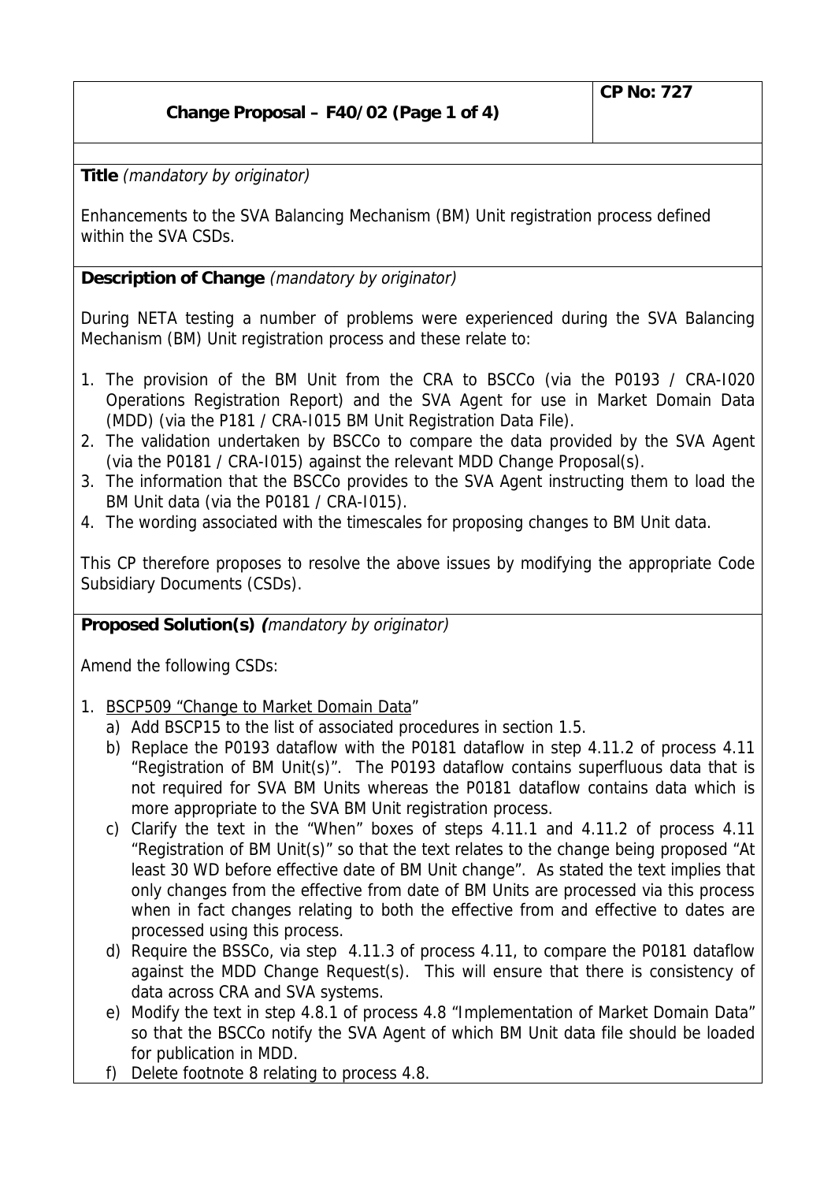| Change Proposal – F40/02 (Page 1 of 4) | CP No: 727 |
| --- | --- |

**Title** *(mandatory by originator)*

Enhancements to the SVA Balancing Mechanism (BM) Unit registration process defined within the SVA CSDs.

**Description of Change** *(mandatory by originator)*

During NETA testing a number of problems were experienced during the SVA Balancing Mechanism (BM) Unit registration process and these relate to:

1. The provision of the BM Unit from the CRA to BSCCo (via the P0193 / CRA-I020 Operations Registration Report) and the SVA Agent for use in Market Domain Data (MDD) (via the P181 / CRA-I015 BM Unit Registration Data File).
2. The validation undertaken by BSCCo to compare the data provided by the SVA Agent (via the P0181 / CRA-I015) against the relevant MDD Change Proposal(s).
3. The information that the BSCCo provides to the SVA Agent instructing them to load the BM Unit data (via the P0181 / CRA-I015).
4. The wording associated with the timescales for proposing changes to BM Unit data.

This CP therefore proposes to resolve the above issues by modifying the appropriate Code Subsidiary Documents (CSDs).

**Proposed Solution(s)** *(mandatory by originator)*

Amend the following CSDs:

1. BSCP509 "Change to Market Domain Data"
   a) Add BSCP15 to the list of associated procedures in section 1.5.
   b) Replace the P0193 dataflow with the P0181 dataflow in step 4.11.2 of process 4.11 "Registration of BM Unit(s)". The P0193 dataflow contains superfluous data that is not required for SVA BM Units whereas the P0181 dataflow contains data which is more appropriate to the SVA BM Unit registration process.
   c) Clarify the text in the "When" boxes of steps 4.11.1 and 4.11.2 of process 4.11 "Registration of BM Unit(s)" so that the text relates to the change being proposed "At least 30 WD before effective date of BM Unit change". As stated the text implies that only changes from the effective from date of BM Units are processed via this process when in fact changes relating to both the effective from and effective to dates are processed using this process.
   d) Require the BSSCo, via step 4.11.3 of process 4.11, to compare the P0181 dataflow against the MDD Change Request(s). This will ensure that there is consistency of data across CRA and SVA systems.
   e) Modify the text in step 4.8.1 of process 4.8 "Implementation of Market Domain Data" so that the BSCCo notify the SVA Agent of which BM Unit data file should be loaded for publication in MDD.
   f) Delete footnote 8 relating to process 4.8.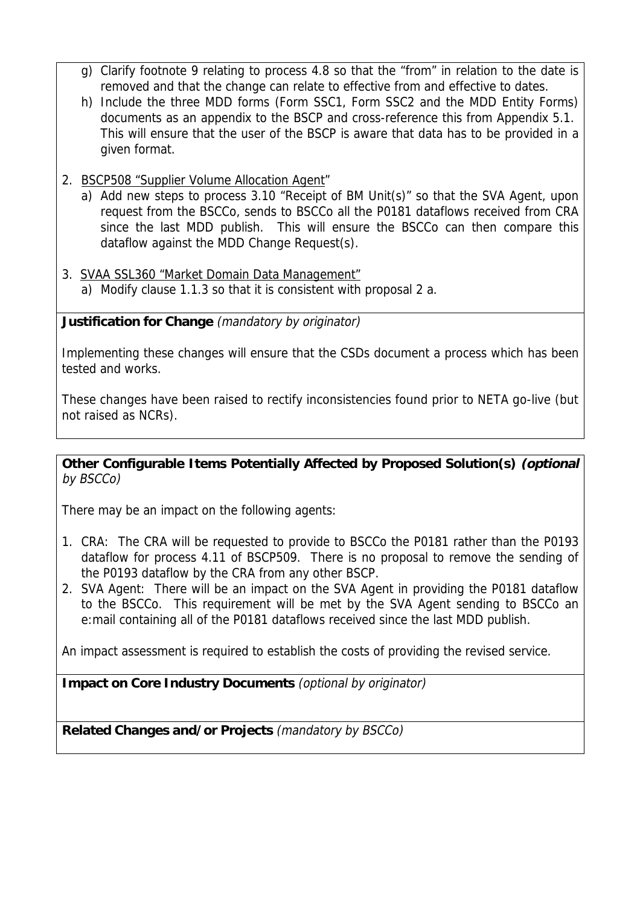g) Clarify footnote 9 relating to process 4.8 so that the "from" in relation to the date is removed and that the change can relate to effective from and effective to dates.

h) Include the three MDD forms (Form SSC1, Form SSC2 and the MDD Entity Forms) documents as an appendix to the BSCP and cross-reference this from Appendix 5.1. This will ensure that the user of the BSCP is aware that data has to be provided in a given format.

2. BSCP508 "Supplier Volume Allocation Agent"
   a) Add new steps to process 3.10 "Receipt of BM Unit(s)" so that the SVA Agent, upon request from the BSCCo, sends to BSCCo all the P0181 dataflows received from CRA since the last MDD publish. This will ensure the BSCCo can then compare this dataflow against the MDD Change Request(s).

3. SVAA SSL360 "Market Domain Data Management"
   a) Modify clause 1.1.3 so that it is consistent with proposal 2 a.

**Justification for Change** *(mandatory by originator)*

Implementing these changes will ensure that the CSDs document a process which has been tested and works.

These changes have been raised to rectify inconsistencies found prior to NETA go-live (but not raised as NCRs).

**Other Configurable Items Potentially Affected by Proposed Solution(s)** ***(optional*** *by BSCCo)*

There may be an impact on the following agents:

1. CRA: The CRA will be requested to provide to BSCCo the P0181 rather than the P0193 dataflow for process 4.11 of BSCP509. There is no proposal to remove the sending of the P0193 dataflow by the CRA from any other BSCP.
2. SVA Agent: There will be an impact on the SVA Agent in providing the P0181 dataflow to the BSCCo. This requirement will be met by the SVA Agent sending to BSCCo an e:mail containing all of the P0181 dataflows received since the last MDD publish.

An impact assessment is required to establish the costs of providing the revised service.

**Impact on Core Industry Documents** *(optional by originator)*

**Related Changes and/or Projects** *(mandatory by BSCCo)*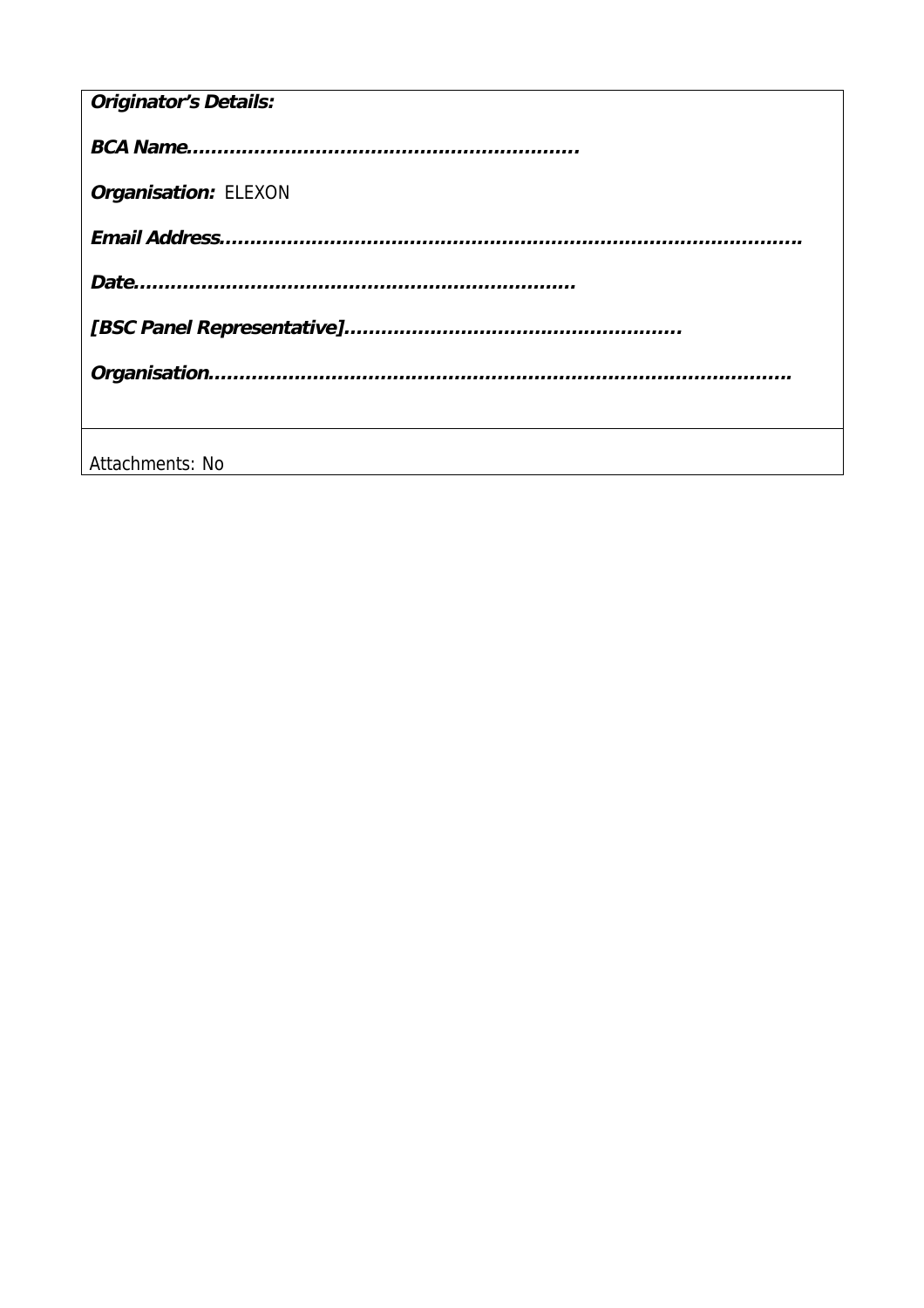***Originator's Details:***

***BCA Name……………………………………………………….***

***Organisation:*** ELEXON

***Email Address………………………………………………………………………………….***

***Date…………………………………………………………….***

***[BSC Panel Representative]……………………………………………..***

***Organisation…………………………………………………………………………………..***

Attachments: No